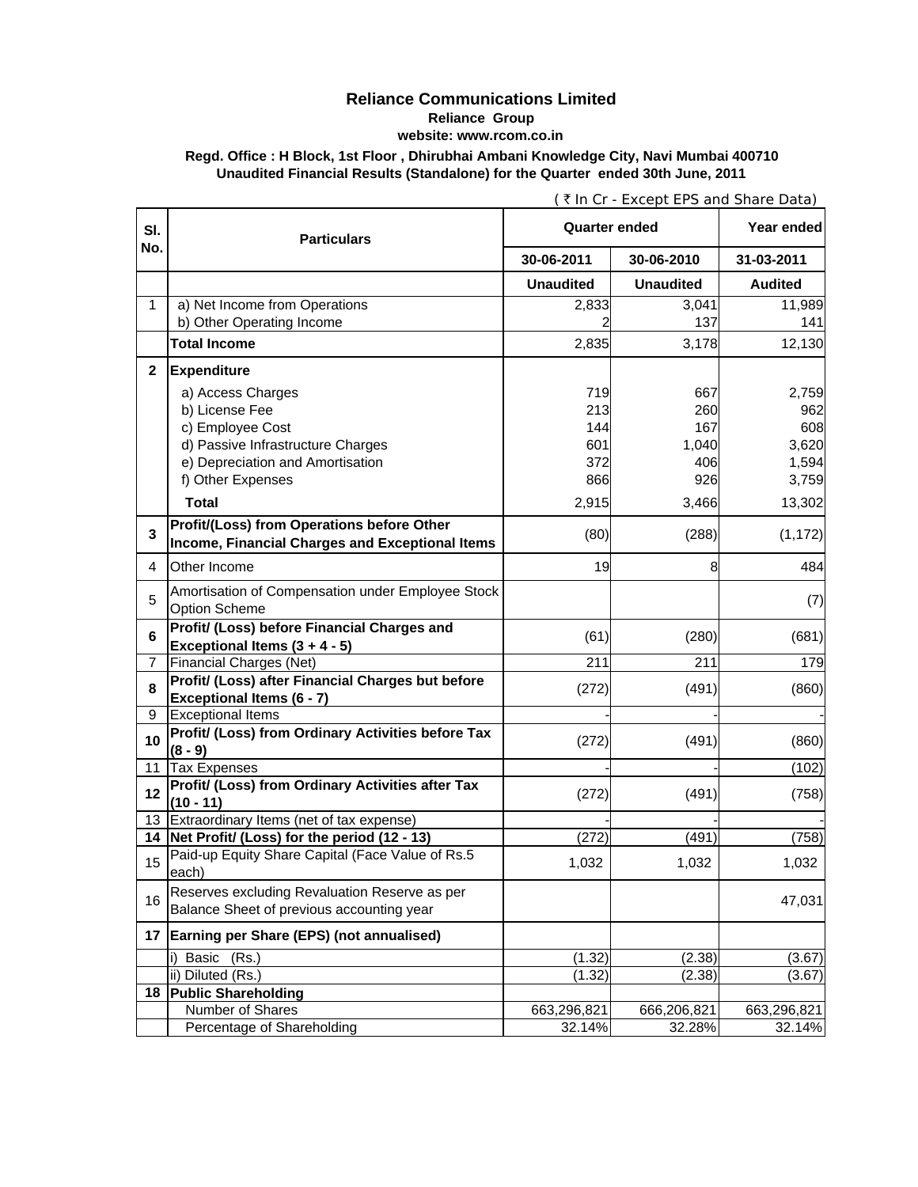# Reliance Communications Limited

**Reliance Group**

**website: www.rcom.co.in**

**Regd. Office : H Block, 1st Floor , Dhirubhai Ambani Knowledge City, Navi Mumbai 400710**

**Unaudited Financial Results (Standalone) for the Quarter ended 30th June, 2011**

( ₹ In Cr - Except EPS and Share Data)

| Sl. No. | Particulars | Quarter ended | | Year ended |
|---|---|---|---|---|
| | | 30-06-2011 | 30-06-2010 | 31-03-2011 |
| | | **Unaudited** | **Unaudited** | **Audited** |
| 1 | a) Net Income from Operations | 2,833 | 3,041 | 11,989 |
| | b) Other Operating Income | 2 | 137 | 141 |
| | **Total Income** | 2,835 | 3,178 | 12,130 |
| **2** | **Expenditure** | | | |
| | a) Access Charges | 719 | 667 | 2,759 |
| | b) License Fee | 213 | 260 | 962 |
| | c) Employee Cost | 144 | 167 | 608 |
| | d) Passive Infrastructure Charges | 601 | 1,040 | 3,620 |
| | e) Depreciation and Amortisation | 372 | 406 | 1,594 |
| | f) Other Expenses | 866 | 926 | 3,759 |
| | **Total** | 2,915 | 3,466 | 13,302 |
| **3** | **Profit/(Loss) from Operations before Other Income, Financial Charges and Exceptional Items** | (80) | (288) | (1,172) |
| 4 | Other Income | 19 | 8 | 484 |
| 5 | Amortisation of Compensation under Employee Stock Option Scheme | | | (7) |
| **6** | **Profit/ (Loss) before Financial Charges and Exceptional Items (3 + 4 - 5)** | (61) | (280) | (681) |
| 7 | Financial Charges (Net) | 211 | 211 | 179 |
| **8** | **Profit/ (Loss) after Financial Charges but before Exceptional Items (6 - 7)** | (272) | (491) | (860) |
| 9 | Exceptional Items | - | - | - |
| **10** | **Profit/ (Loss) from Ordinary Activities before Tax (8 - 9)** | (272) | (491) | (860) |
| 11 | Tax Expenses | - | - | (102) |
| **12** | **Profit/ (Loss) from Ordinary Activities after Tax (10 - 11)** | (272) | (491) | (758) |
| 13 | Extraordinary Items (net of tax expense) | - | - | - |
| **14** | **Net Profit/ (Loss) for the period (12 - 13)** | (272) | (491) | (758) |
| 15 | Paid-up Equity Share Capital (Face Value of Rs.5 each) | 1,032 | 1,032 | 1,032 |
| 16 | Reserves excluding Revaluation Reserve as per Balance Sheet of previous accounting year | | | 47,031 |
| **17** | **Earning per Share (EPS) (not annualised)** | | | |
| | i) Basic (Rs.) | (1.32) | (2.38) | (3.67) |
| | ii) Diluted (Rs.) | (1.32) | (2.38) | (3.67) |
| **18** | **Public Shareholding** | | | |
| | Number of Shares | 663,296,821 | 666,206,821 | 663,296,821 |
| | Percentage of Shareholding | 32.14% | 32.28% | 32.14% |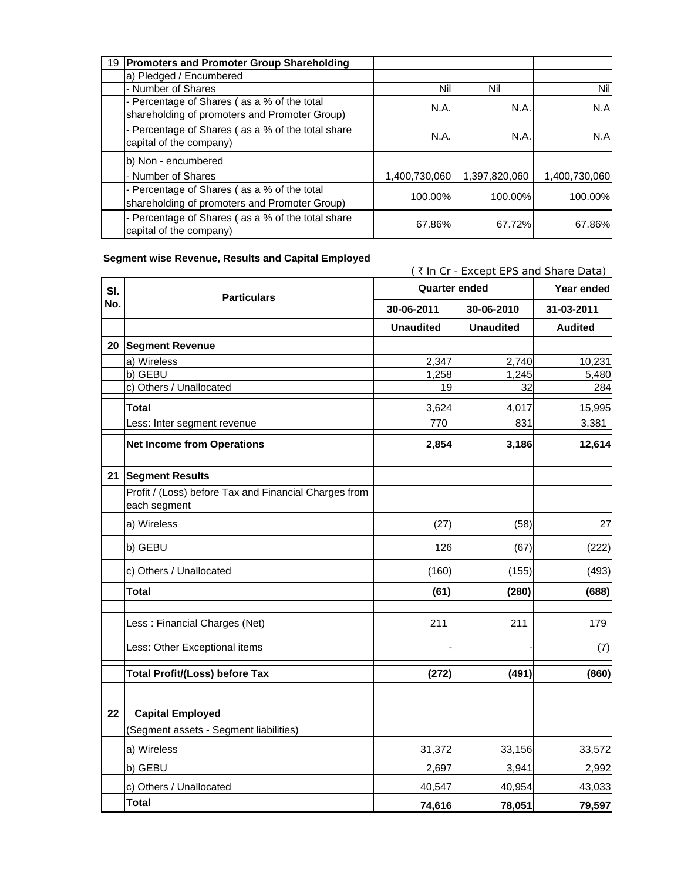| 19 | Promoters and Promoter Group Shareholding | | | |
|---|---|---|---|---|
| | a) Pledged / Encumbered | | | |
| | - Number of Shares | Nil | Nil | Nil |
| | - Percentage of Shares ( as a % of the total shareholding of promoters and Promoter Group) | N.A. | N.A. | N.A |
| | - Percentage of Shares ( as a % of the total share capital of the company) | N.A. | N.A. | N.A |
| | b) Non - encumbered | | | |
| | - Number of Shares | 1,400,730,060 | 1,397,820,060 | 1,400,730,060 |
| | - Percentage of Shares ( as a % of the total shareholding of promoters and Promoter Group) | 100.00% | 100.00% | 100.00% |
| | - Percentage of Shares ( as a % of the total share capital of the company) | 67.86% | 67.72% | 67.86% |

**Segment wise Revenue, Results and Capital Employed**

( ₹ In Cr - Except EPS and Share Data)

| Sl. No. | Particulars | Quarter ended | | Year ended |
|---|---|---|---|---|
| | | 30-06-2011 | 30-06-2010 | 31-03-2011 |
| | | **Unaudited** | **Unaudited** | **Audited** |
| **20** | **Segment Revenue** | | | |
| | a) Wireless | 2,347 | 2,740 | 10,231 |
| | b) GEBU | 1,258 | 1,245 | 5,480 |
| | c) Others / Unallocated | 19 | 32 | 284 |
| | **Total** | 3,624 | 4,017 | 15,995 |
| | Less: Inter segment revenue | 770 | 831 | 3,381 |
| | **Net Income from Operations** | **2,854** | **3,186** | **12,614** |
| **21** | **Segment Results** | | | |
| | Profit / (Loss) before Tax and Financial Charges from each segment | | | |
| | a) Wireless | (27) | (58) | 27 |
| | b) GEBU | 126 | (67) | (222) |
| | c) Others / Unallocated | (160) | (155) | (493) |
| | **Total** | **(61)** | **(280)** | **(688)** |
| | Less : Financial Charges (Net) | 211 | 211 | 179 |
| | Less: Other Exceptional items | - | - | (7) |
| | **Total Profit/(Loss) before Tax** | **(272)** | **(491)** | **(860)** |
| **22** | **Capital Employed** | | | |
| | (Segment assets - Segment liabilities) | | | |
| | a) Wireless | 31,372 | 33,156 | 33,572 |
| | b) GEBU | 2,697 | 3,941 | 2,992 |
| | c) Others / Unallocated | 40,547 | 40,954 | 43,033 |
| | **Total** | **74,616** | **78,051** | **79,597** |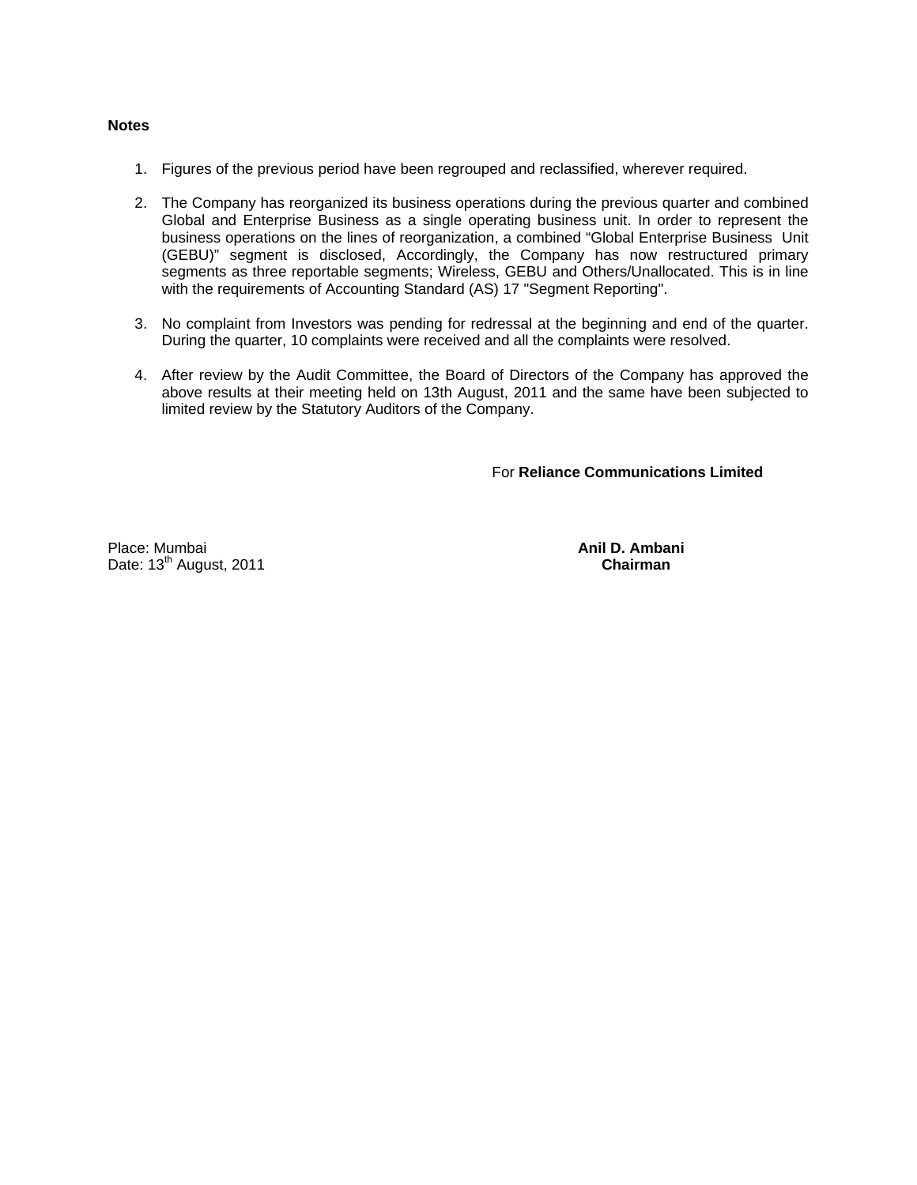**Notes**

1. Figures of the previous period have been regrouped and reclassified, wherever required.

2. The Company has reorganized its business operations during the previous quarter and combined Global and Enterprise Business as a single operating business unit. In order to represent the business operations on the lines of reorganization, a combined "Global Enterprise Business Unit (GEBU)" segment is disclosed, Accordingly, the Company has now restructured primary segments as three reportable segments; Wireless, GEBU and Others/Unallocated. This is in line with the requirements of Accounting Standard (AS) 17 "Segment Reporting".

3. No complaint from Investors was pending for redressal at the beginning and end of the quarter. During the quarter, 10 complaints were received and all the complaints were resolved.

4. After review by the Audit Committee, the Board of Directors of the Company has approved the above results at their meeting held on 13th August, 2011 and the same have been subjected to limited review by the Statutory Auditors of the Company.

For **Reliance Communications Limited**

Place: Mumbai

Date: 13th August, 2011

**Anil D. Ambani**

**Chairman**